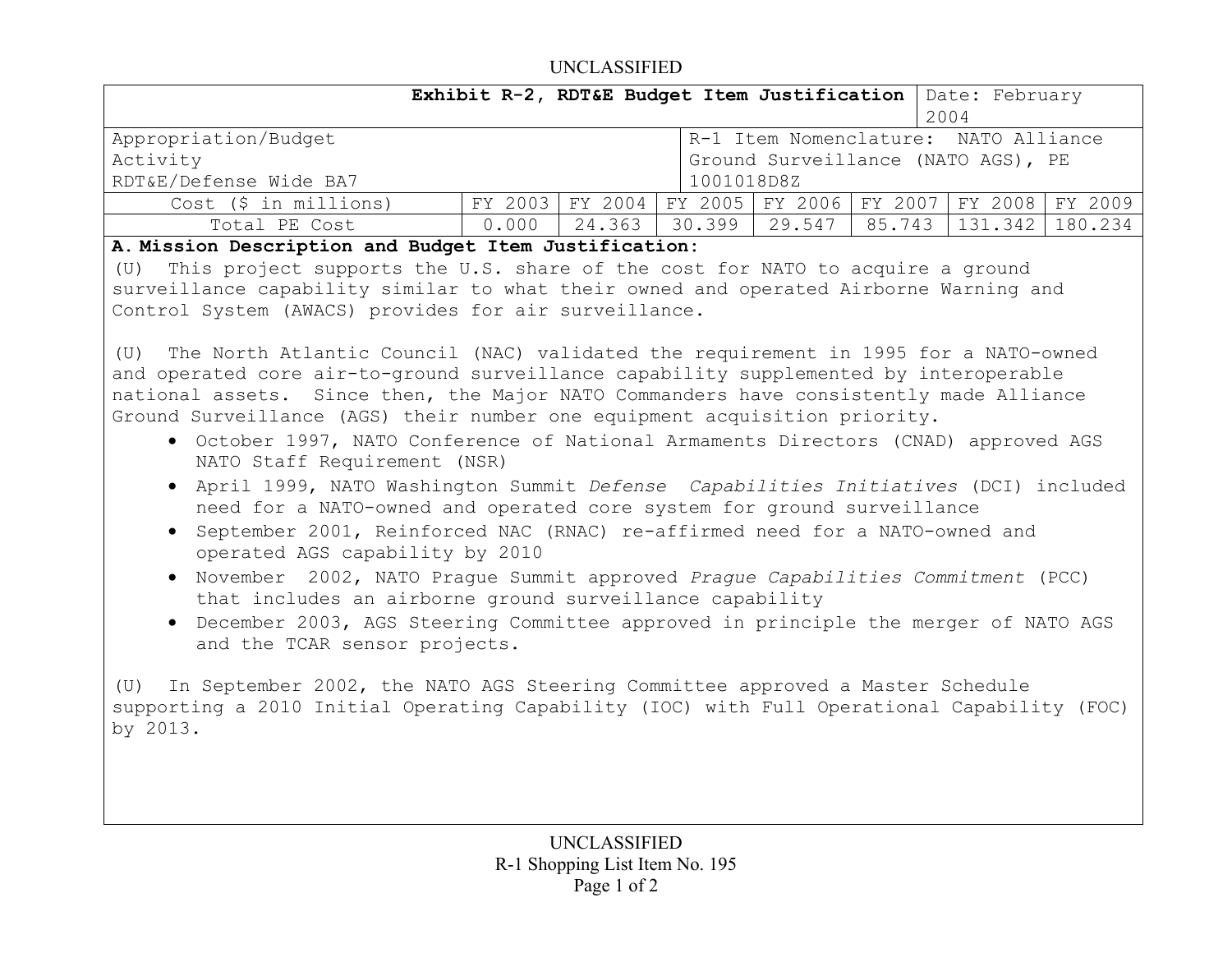UNCLASSIFIED

| Exhibit R-2, RDT&E Budget Item Justification | | | | | | | Date: February 2004 |
|---|---|---|---|---|---|---|---|
| Appropriation/Budget Activity RDT&E/Defense Wide BA7 | | | | R-1 Item Nomenclature: NATO Alliance Ground Surveillance (NATO AGS), PE 1001018D8Z | | | |
| Cost ($ in millions) | FY 2003 | FY 2004 | FY 2005 | FY 2006 | FY 2007 | FY 2008 | FY 2009 |
| Total PE Cost | 0.000 | 24.363 | 30.399 | 29.547 | 85.743 | 131.342 | 180.234 |

**A. Mission Description and Budget Item Justification:**

(U) This project supports the U.S. share of the cost for NATO to acquire a ground surveillance capability similar to what their owned and operated Airborne Warning and Control System (AWACS) provides for air surveillance.

(U) The North Atlantic Council (NAC) validated the requirement in 1995 for a NATO-owned and operated core air-to-ground surveillance capability supplemented by interoperable national assets. Since then, the Major NATO Commanders have consistently made Alliance Ground Surveillance (AGS) their number one equipment acquisition priority.

- October 1997, NATO Conference of National Armaments Directors (CNAD) approved AGS NATO Staff Requirement (NSR)
- April 1999, NATO Washington Summit *Defense Capabilities Initiatives* (DCI) included need for a NATO-owned and operated core system for ground surveillance
- September 2001, Reinforced NAC (RNAC) re-affirmed need for a NATO-owned and operated AGS capability by 2010
- November 2002, NATO Prague Summit approved *Prague Capabilities Commitment* (PCC) that includes an airborne ground surveillance capability
- December 2003, AGS Steering Committee approved in principle the merger of NATO AGS and the TCAR sensor projects.

(U) In September 2002, the NATO AGS Steering Committee approved a Master Schedule supporting a 2010 Initial Operating Capability (IOC) with Full Operational Capability (FOC) by 2013.

UNCLASSIFIED

R-1 Shopping List Item No. 195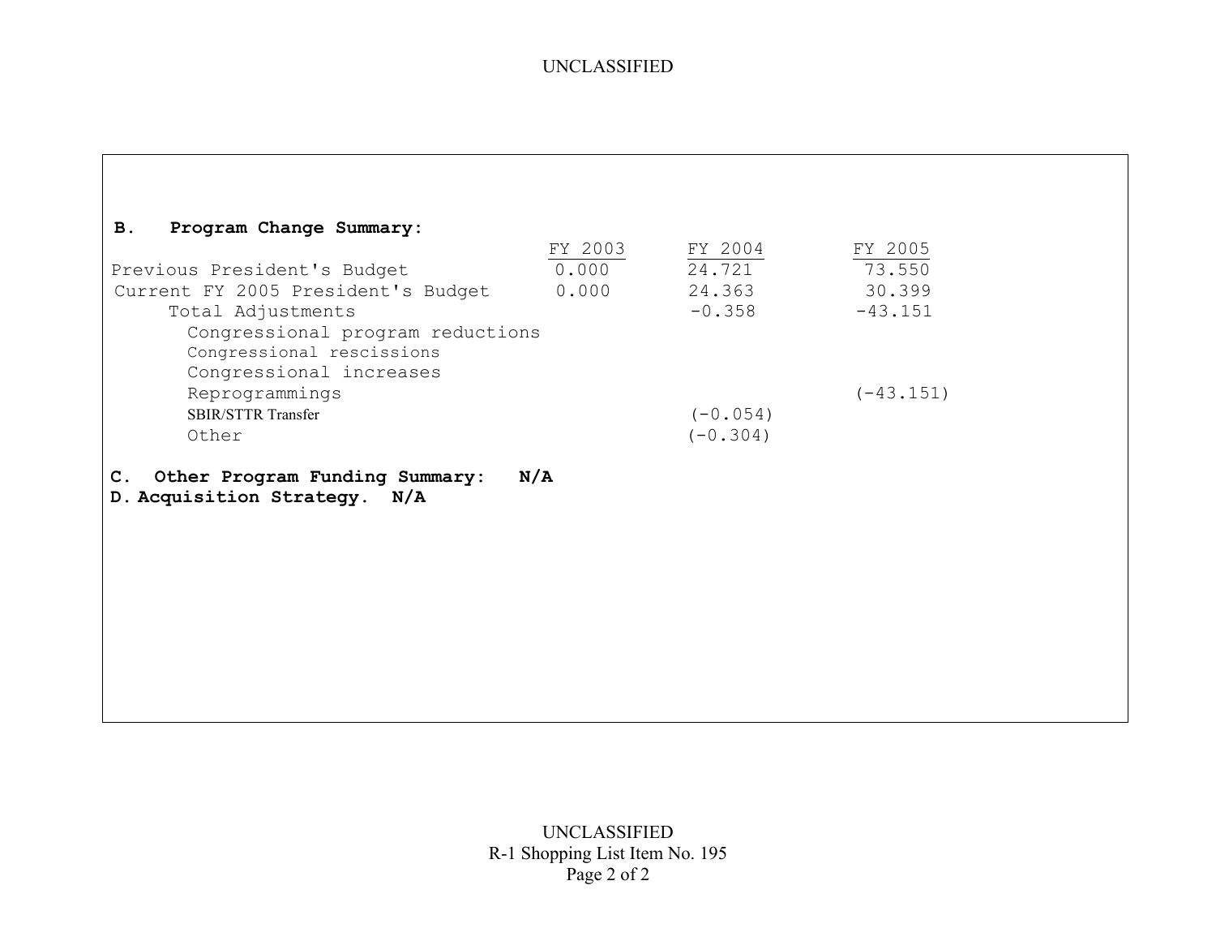**B. Program Change Summary:**

| | FY 2003 | FY 2004 | FY 2005 |
|---|---|---|---|
| Previous President's Budget | 0.000 | 24.721 | 73.550 |
| Current FY 2005 President's Budget | 0.000 | 24.363 | 30.399 |
| Total Adjustments | | -0.358 | -43.151 |
| Congressional program reductions | | | |
| Congressional rescissions | | | |
| Congressional increases | | | |
| Reprogrammings | | | (-43.151) |
| SBIR/STTR Transfer | | (-0.054) | |
| Other | | (-0.304) | |

**C. Other Program Funding Summary: N/A**

**D. Acquisition Strategy. N/A**